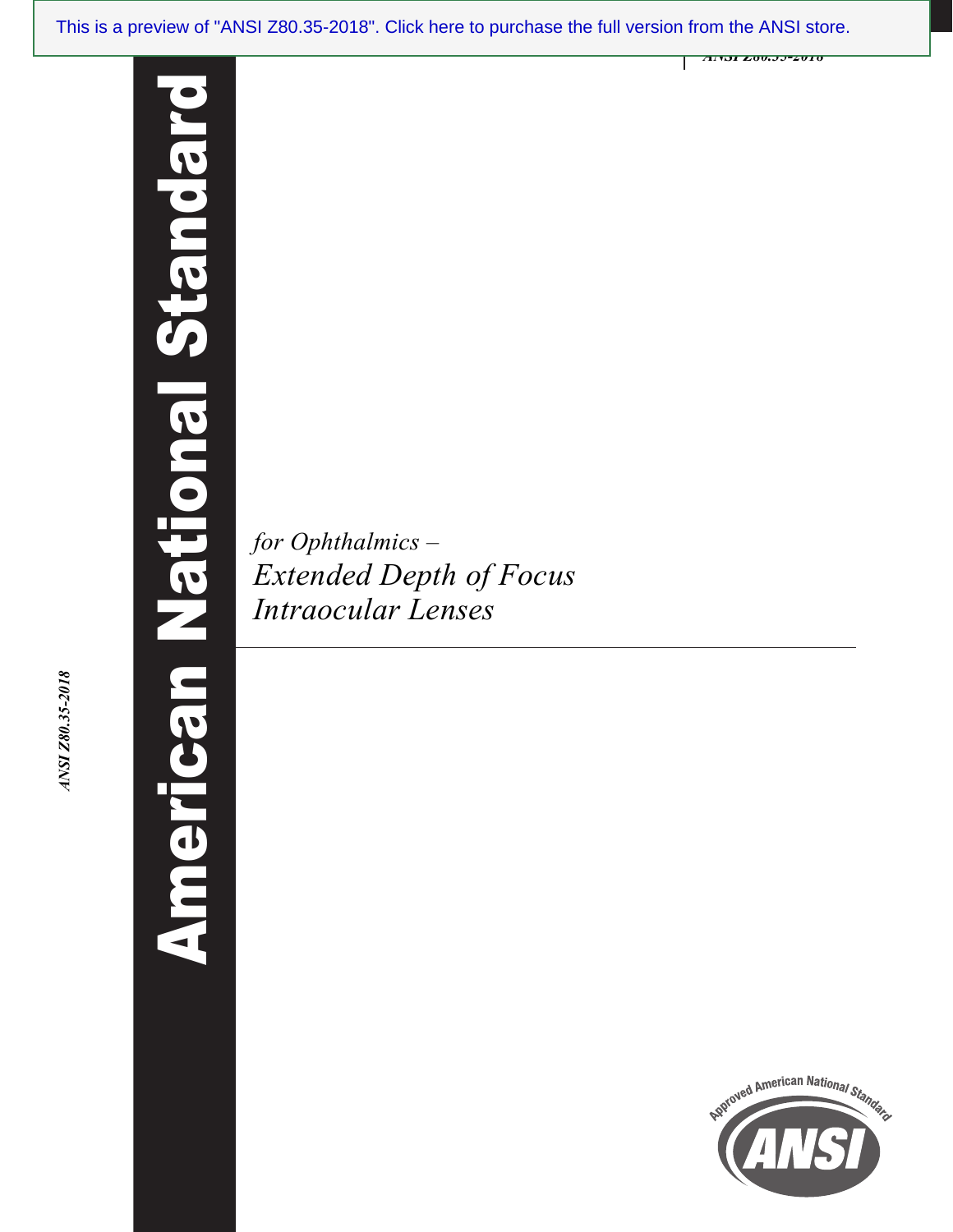This is a preview of "ANSI Z80.35-2018". Click here to purchase the full version from the ANSI store.

ANSI Z80.35-2018

# American National Standard

*for Ophthalmics –*

*Extended Depth of Focus Intraocular Lenses*

Approved American National Standard

ANSI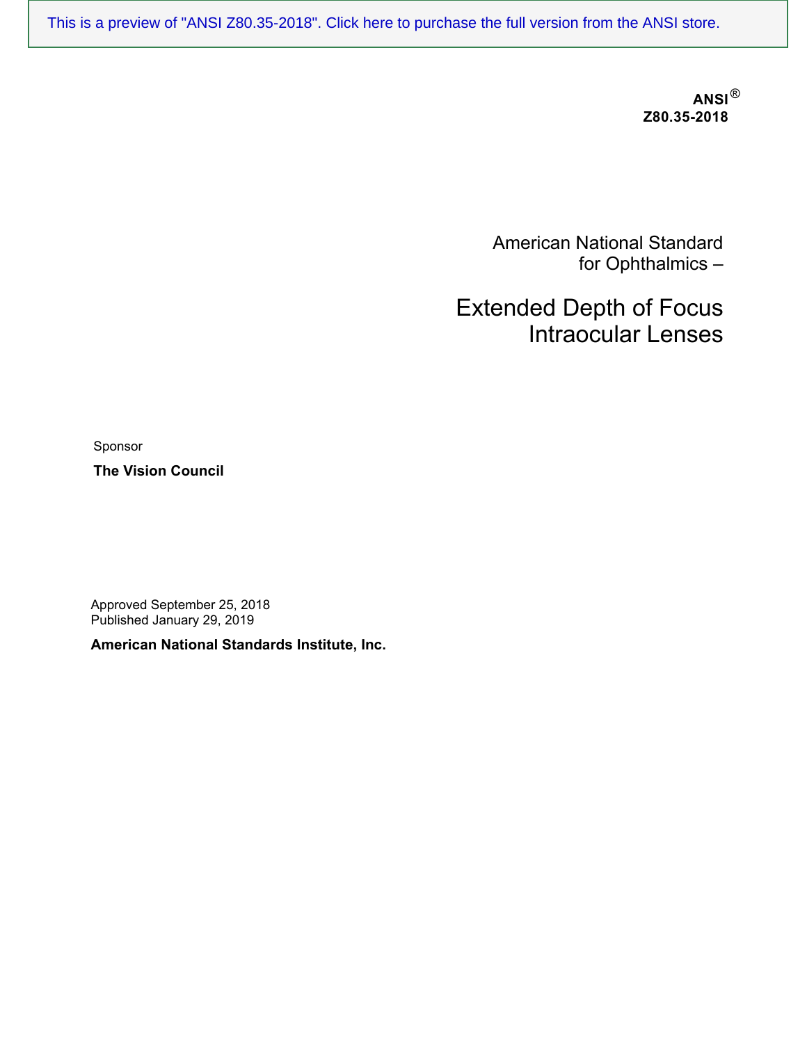This is a preview of "ANSI Z80.35-2018". Click here to purchase the full version from the ANSI store.

**ANSI®**
**Z80.35-2018**

American National Standard
for Ophthalmics –

# Extended Depth of Focus Intraocular Lenses

Sponsor

**The Vision Council**

Approved September 25, 2018
Published January 29, 2019

**American National Standards Institute, Inc.**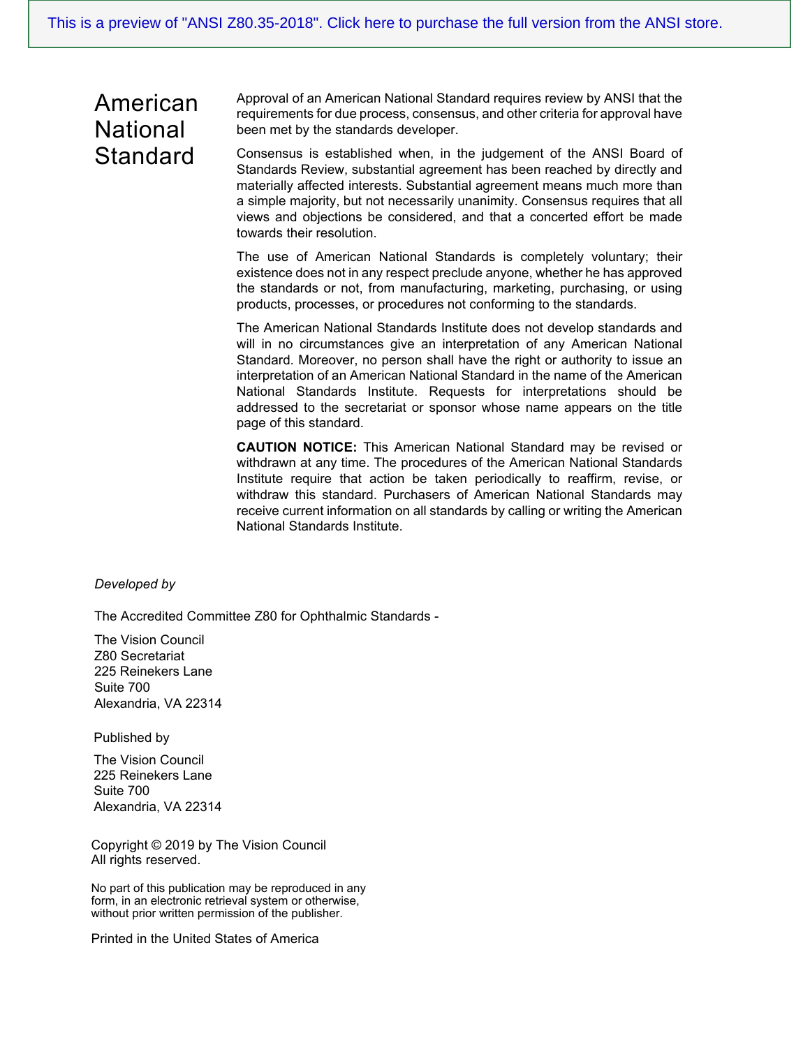This is a preview of "ANSI Z80.35-2018". Click here to purchase the full version from the ANSI store.

# American National Standard

Approval of an American National Standard requires review by ANSI that the requirements for due process, consensus, and other criteria for approval have been met by the standards developer.

Consensus is established when, in the judgement of the ANSI Board of Standards Review, substantial agreement has been reached by directly and materially affected interests. Substantial agreement means much more than a simple majority, but not necessarily unanimity. Consensus requires that all views and objections be considered, and that a concerted effort be made towards their resolution.

The use of American National Standards is completely voluntary; their existence does not in any respect preclude anyone, whether he has approved the standards or not, from manufacturing, marketing, purchasing, or using products, processes, or procedures not conforming to the standards.

The American National Standards Institute does not develop standards and will in no circumstances give an interpretation of any American National Standard. Moreover, no person shall have the right or authority to issue an interpretation of an American National Standard in the name of the American National Standards Institute. Requests for interpretations should be addressed to the secretariat or sponsor whose name appears on the title page of this standard.

**CAUTION NOTICE:** This American National Standard may be revised or withdrawn at any time. The procedures of the American National Standards Institute require that action be taken periodically to reaffirm, revise, or withdraw this standard. Purchasers of American National Standards may receive current information on all standards by calling or writing the American National Standards Institute.

*Developed by*

The Accredited Committee Z80 for Ophthalmic Standards -

The Vision Council
Z80 Secretariat
225 Reinekers Lane
Suite 700
Alexandria, VA 22314

Published by

The Vision Council
225 Reinekers Lane
Suite 700
Alexandria, VA 22314

Copyright © 2019 by The Vision Council
All rights reserved.

No part of this publication may be reproduced in any form, in an electronic retrieval system or otherwise, without prior written permission of the publisher.

Printed in the United States of America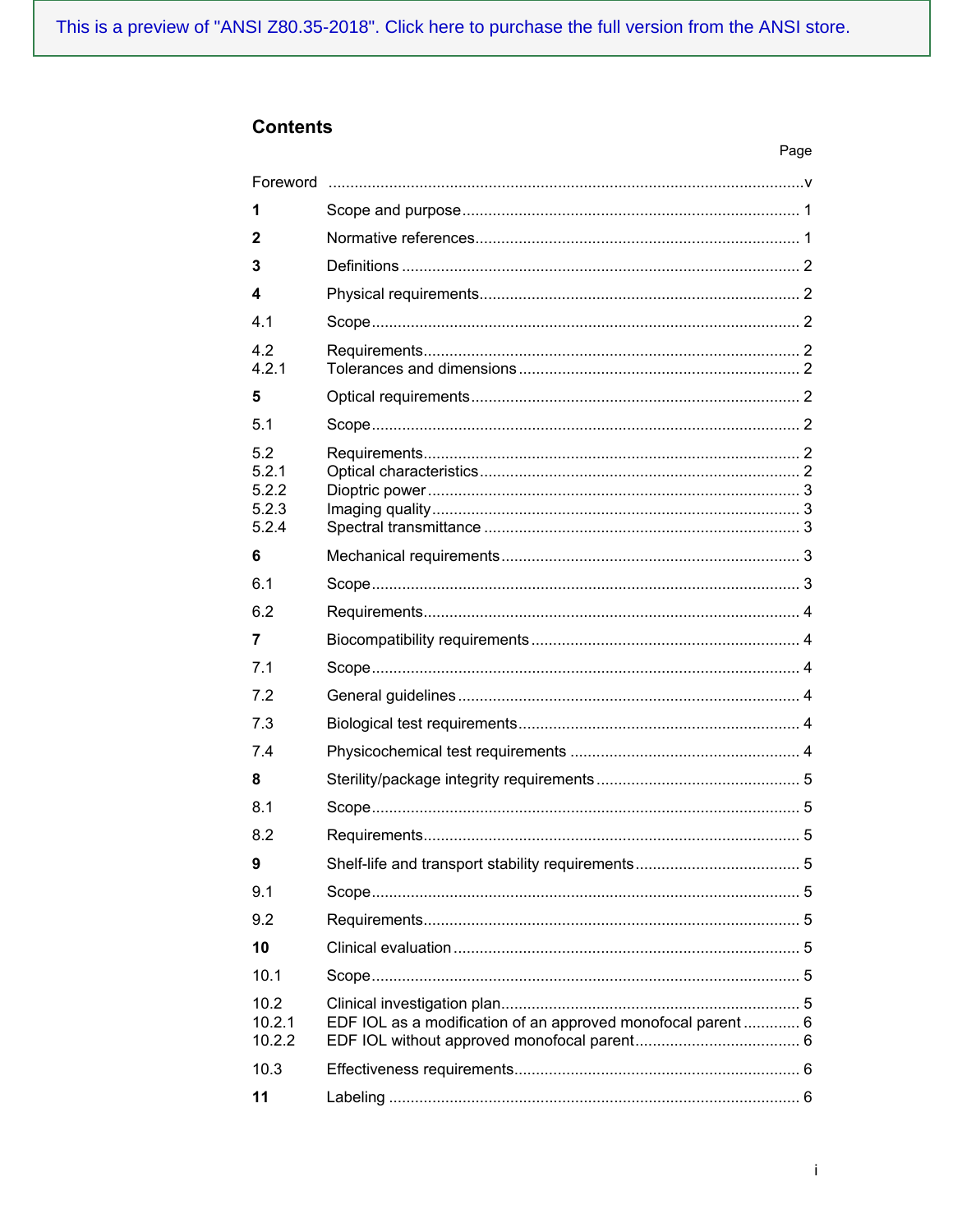This is a preview of "ANSI Z80.35-2018". Click here to purchase the full version from the ANSI store.

## Contents

| | | Page |
|---|---|---|
| Foreword | | v |
| **1** | Scope and purpose | 1 |
| **2** | Normative references | 1 |
| **3** | Definitions | 2 |
| **4** | Physical requirements | 2 |
| 4.1 | Scope | 2 |
| 4.2 | Requirements | 2 |
| 4.2.1 | Tolerances and dimensions | 2 |
| **5** | Optical requirements | 2 |
| 5.1 | Scope | 2 |
| 5.2 | Requirements | 2 |
| 5.2.1 | Optical characteristics | 2 |
| 5.2.2 | Dioptric power | 3 |
| 5.2.3 | Imaging quality | 3 |
| 5.2.4 | Spectral transmittance | 3 |
| **6** | Mechanical requirements | 3 |
| 6.1 | Scope | 3 |
| 6.2 | Requirements | 4 |
| **7** | Biocompatibility requirements | 4 |
| 7.1 | Scope | 4 |
| 7.2 | General guidelines | 4 |
| 7.3 | Biological test requirements | 4 |
| 7.4 | Physicochemical test requirements | 4 |
| **8** | Sterility/package integrity requirements | 5 |
| 8.1 | Scope | 5 |
| 8.2 | Requirements | 5 |
| **9** | Shelf-life and transport stability requirements | 5 |
| 9.1 | Scope | 5 |
| 9.2 | Requirements | 5 |
| **10** | Clinical evaluation | 5 |
| 10.1 | Scope | 5 |
| 10.2 | Clinical investigation plan | 5 |
| 10.2.1 | EDF IOL as a modification of an approved monofocal parent | 6 |
| 10.2.2 | EDF IOL without approved monofocal parent | 6 |
| 10.3 | Effectiveness requirements | 6 |
| **11** | Labeling | 6 |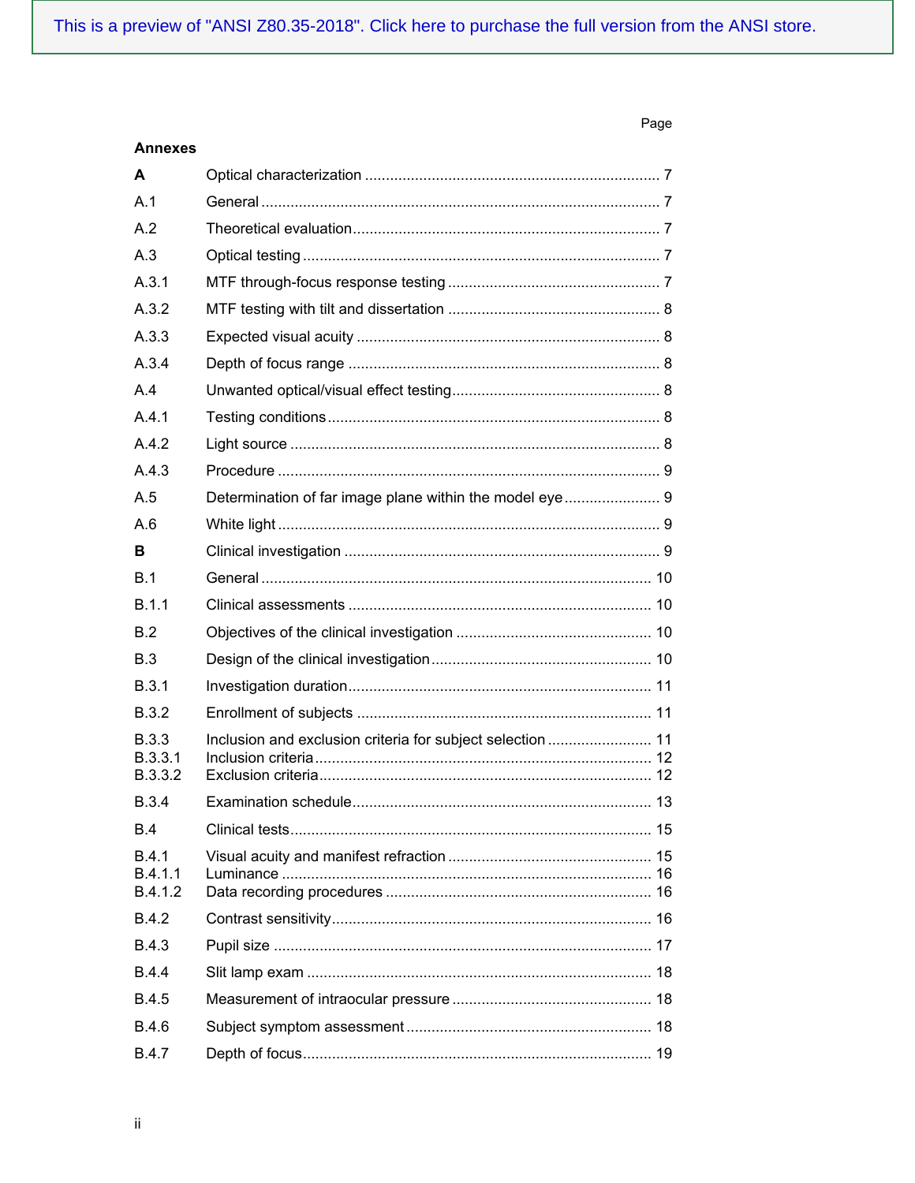This is a preview of "ANSI Z80.35-2018". Click here to purchase the full version from the ANSI store.

| | | Page |
|---|---|---|
| **Annexes** | | |
| **A** | Optical characterization | 7 |
| A.1 | General | 7 |
| A.2 | Theoretical evaluation | 7 |
| A.3 | Optical testing | 7 |
| A.3.1 | MTF through-focus response testing | 7 |
| A.3.2 | MTF testing with tilt and dissertation | 8 |
| A.3.3 | Expected visual acuity | 8 |
| A.3.4 | Depth of focus range | 8 |
| A.4 | Unwanted optical/visual effect testing | 8 |
| A.4.1 | Testing conditions | 8 |
| A.4.2 | Light source | 8 |
| A.4.3 | Procedure | 9 |
| A.5 | Determination of far image plane within the model eye | 9 |
| A.6 | White light | 9 |
| **B** | Clinical investigation | 9 |
| B.1 | General | 10 |
| B.1.1 | Clinical assessments | 10 |
| B.2 | Objectives of the clinical investigation | 10 |
| B.3 | Design of the clinical investigation | 10 |
| B.3.1 | Investigation duration | 11 |
| B.3.2 | Enrollment of subjects | 11 |
| B.3.3 | Inclusion and exclusion criteria for subject selection | 11 |
| B.3.3.1 | Inclusion criteria | 12 |
| B.3.3.2 | Exclusion criteria | 12 |
| B.3.4 | Examination schedule | 13 |
| B.4 | Clinical tests | 15 |
| B.4.1 | Visual acuity and manifest refraction | 15 |
| B.4.1.1 | Luminance | 16 |
| B.4.1.2 | Data recording procedures | 16 |
| B.4.2 | Contrast sensitivity | 16 |
| B.4.3 | Pupil size | 17 |
| B.4.4 | Slit lamp exam | 18 |
| B.4.5 | Measurement of intraocular pressure | 18 |
| B.4.6 | Subject symptom assessment | 18 |
| B.4.7 | Depth of focus | 19 |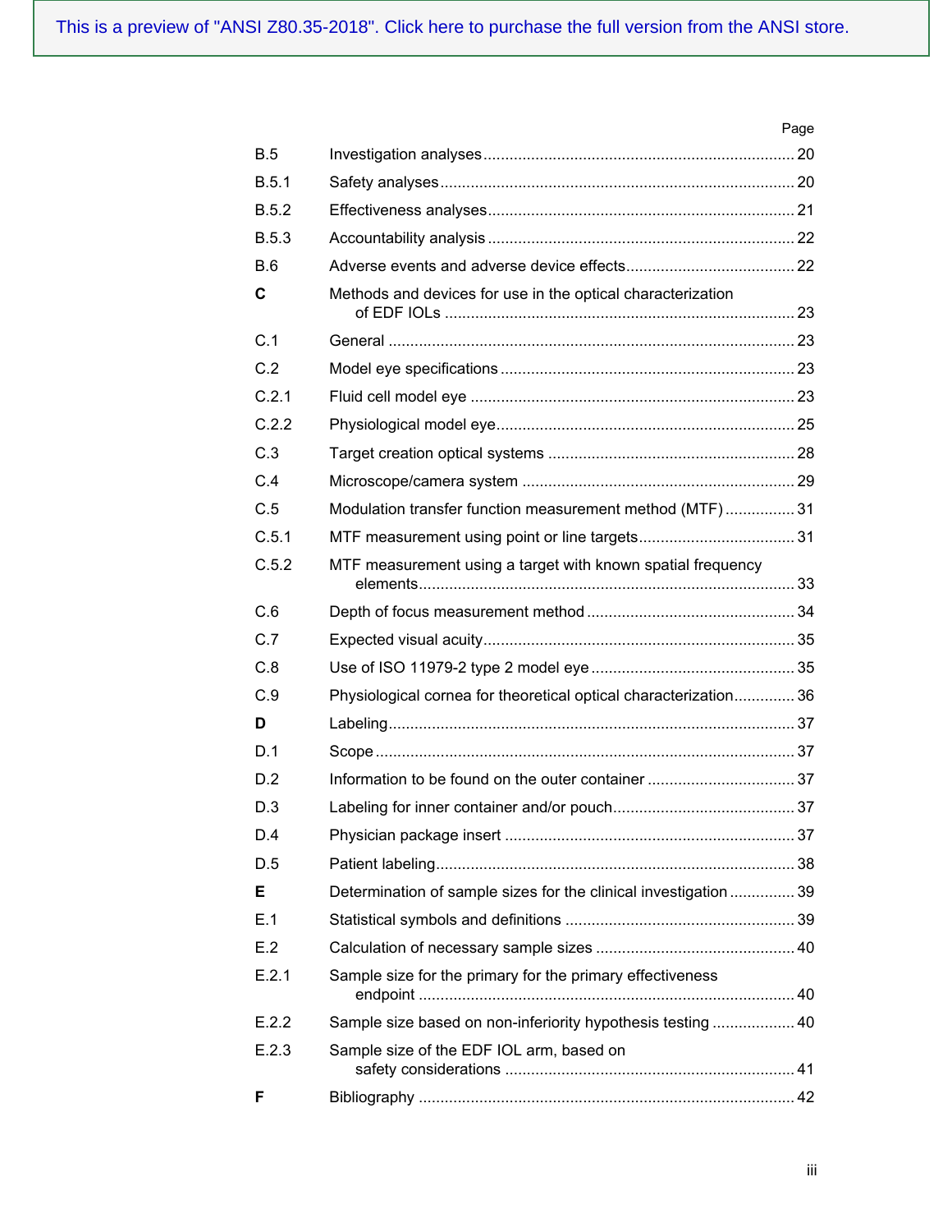This is a preview of "ANSI Z80.35-2018". Click here to purchase the full version from the ANSI store.

| | | Page |
|---|---|---|
| B.5 | Investigation analyses | 20 |
| B.5.1 | Safety analyses | 20 |
| B.5.2 | Effectiveness analyses | 21 |
| B.5.3 | Accountability analysis | 22 |
| B.6 | Adverse events and adverse device effects | 22 |
| **C** | Methods and devices for use in the optical characterization of EDF IOLs | 23 |
| C.1 | General | 23 |
| C.2 | Model eye specifications | 23 |
| C.2.1 | Fluid cell model eye | 23 |
| C.2.2 | Physiological model eye | 25 |
| C.3 | Target creation optical systems | 28 |
| C.4 | Microscope/camera system | 29 |
| C.5 | Modulation transfer function measurement method (MTF) | 31 |
| C.5.1 | MTF measurement using point or line targets | 31 |
| C.5.2 | MTF measurement using a target with known spatial frequency elements | 33 |
| C.6 | Depth of focus measurement method | 34 |
| C.7 | Expected visual acuity | 35 |
| C.8 | Use of ISO 11979-2 type 2 model eye | 35 |
| C.9 | Physiological cornea for theoretical optical characterization | 36 |
| **D** | Labeling | 37 |
| D.1 | Scope | 37 |
| D.2 | Information to be found on the outer container | 37 |
| D.3 | Labeling for inner container and/or pouch | 37 |
| D.4 | Physician package insert | 37 |
| D.5 | Patient labeling | 38 |
| **E** | Determination of sample sizes for the clinical investigation | 39 |
| E.1 | Statistical symbols and definitions | 39 |
| E.2 | Calculation of necessary sample sizes | 40 |
| E.2.1 | Sample size for the primary for the primary effectiveness endpoint | 40 |
| E.2.2 | Sample size based on non-inferiority hypothesis testing | 40 |
| E.2.3 | Sample size of the EDF IOL arm, based on safety considerations | 41 |
| **F** | Bibliography | 42 |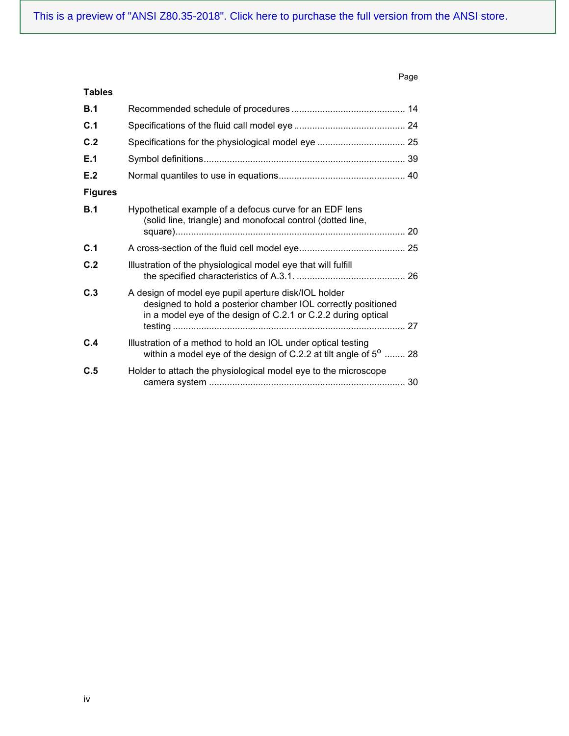Page

**Tables**

| | | |
|---|---|---|
| **B.1** | Recommended schedule of procedures | 14 |
| **C.1** | Specifications of the fluid call model eye | 24 |
| **C.2** | Specifications for the physiological model eye | 25 |
| **E.1** | Symbol definitions | 39 |
| **E.2** | Normal quantiles to use in equations | 40 |

**Figures**

| | | |
|---|---|---|
| **B.1** | Hypothetical example of a defocus curve for an EDF lens (solid line, triangle) and monofocal control (dotted line, square) | 20 |
| **C.1** | A cross-section of the fluid cell model eye | 25 |
| **C.2** | Illustration of the physiological model eye that will fulfill the specified characteristics of A.3.1. | 26 |
| **C.3** | A design of model eye pupil aperture disk/IOL holder designed to hold a posterior chamber IOL correctly positioned in a model eye of the design of C.2.1 or C.2.2 during optical testing | 27 |
| **C.4** | Illustration of a method to hold an IOL under optical testing within a model eye of the design of C.2.2 at tilt angle of $5^{o}$ | 28 |
| **C.5** | Holder to attach the physiological model eye to the microscope camera system | 30 |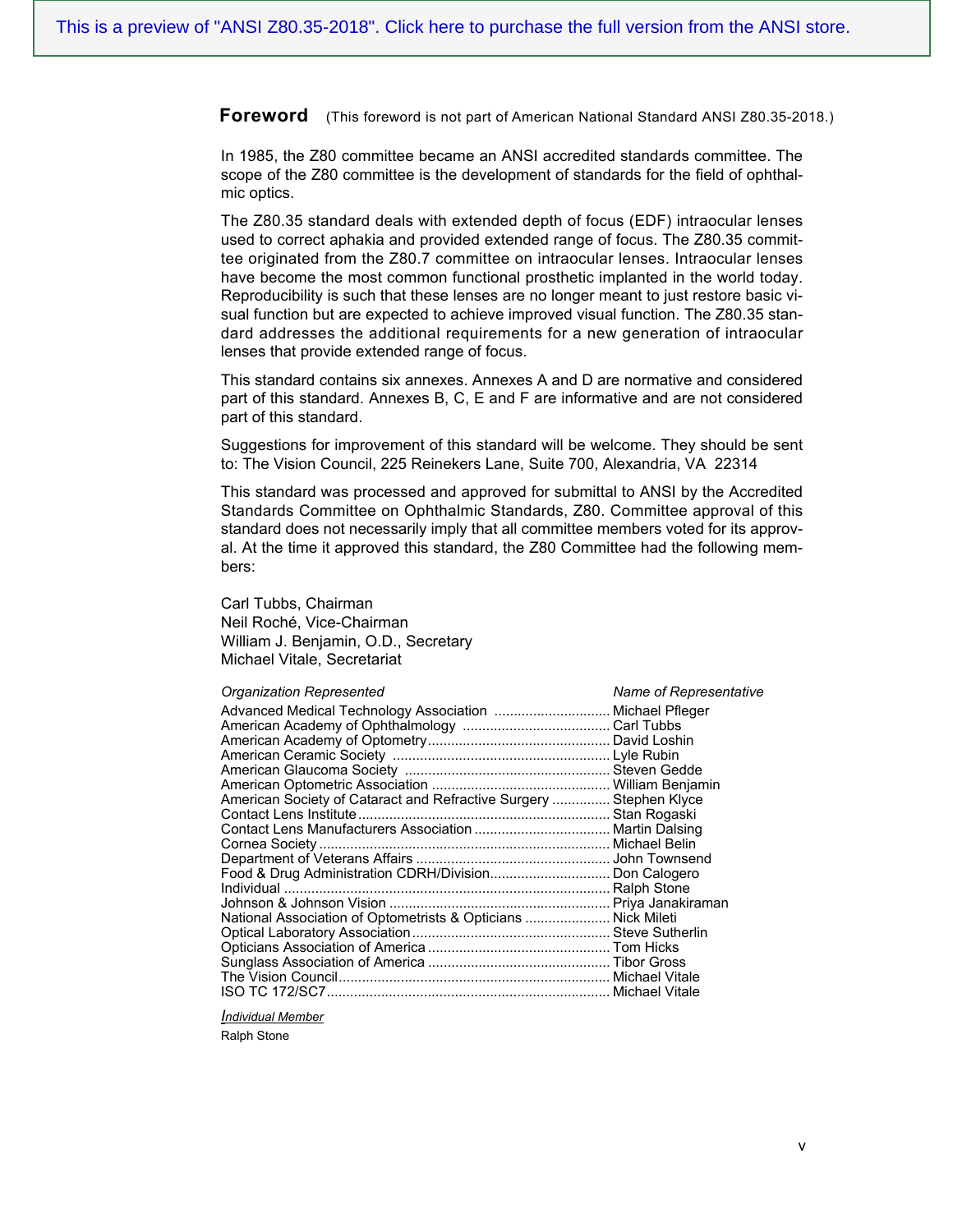This is a preview of "ANSI Z80.35-2018". Click here to purchase the full version from the ANSI store.

## Foreword

(This foreword is not part of American National Standard ANSI Z80.35-2018.)

In 1985, the Z80 committee became an ANSI accredited standards committee. The scope of the Z80 committee is the development of standards for the field of ophthalmic optics.

The Z80.35 standard deals with extended depth of focus (EDF) intraocular lenses used to correct aphakia and provided extended range of focus. The Z80.35 committee originated from the Z80.7 committee on intraocular lenses. Intraocular lenses have become the most common functional prosthetic implanted in the world today. Reproducibility is such that these lenses are no longer meant to just restore basic visual function but are expected to achieve improved visual function. The Z80.35 standard addresses the additional requirements for a new generation of intraocular lenses that provide extended range of focus.

This standard contains six annexes. Annexes A and D are normative and considered part of this standard. Annexes B, C, E and F are informative and are not considered part of this standard.

Suggestions for improvement of this standard will be welcome. They should be sent to: The Vision Council, 225 Reinekers Lane, Suite 700, Alexandria, VA 22314

This standard was processed and approved for submittal to ANSI by the Accredited Standards Committee on Ophthalmic Standards, Z80. Committee approval of this standard does not necessarily imply that all committee members voted for its approval. At the time it approved this standard, the Z80 Committee had the following members:

Carl Tubbs, Chairman
Neil Roché, Vice-Chairman
William J. Benjamin, O.D., Secretary
Michael Vitale, Secretariat

| *Organization Represented* | *Name of Representative* |
|---|---|
| Advanced Medical Technology Association | Michael Pfleger |
| American Academy of Ophthalmology | Carl Tubbs |
| American Academy of Optometry | David Loshin |
| American Ceramic Society | Lyle Rubin |
| American Glaucoma Society | Steven Gedde |
| American Optometric Association | William Benjamin |
| American Society of Cataract and Refractive Surgery | Stephen Klyce |
| Contact Lens Institute | Stan Rogaski |
| Contact Lens Manufacturers Association | Martin Dalsing |
| Cornea Society | Michael Belin |
| Department of Veterans Affairs | John Townsend |
| Food & Drug Administration CDRH/Division | Don Calogero |
| Individual | Ralph Stone |
| Johnson & Johnson Vision | Priya Janakiraman |
| National Association of Optometrists & Opticians | Nick Mileti |
| Optical Laboratory Association | Steve Sutherlin |
| Opticians Association of America | Tom Hicks |
| Sunglass Association of America | Tibor Gross |
| The Vision Council | Michael Vitale |
| ISO TC 172/SC7 | Michael Vitale |

*Individual Member*

Ralph Stone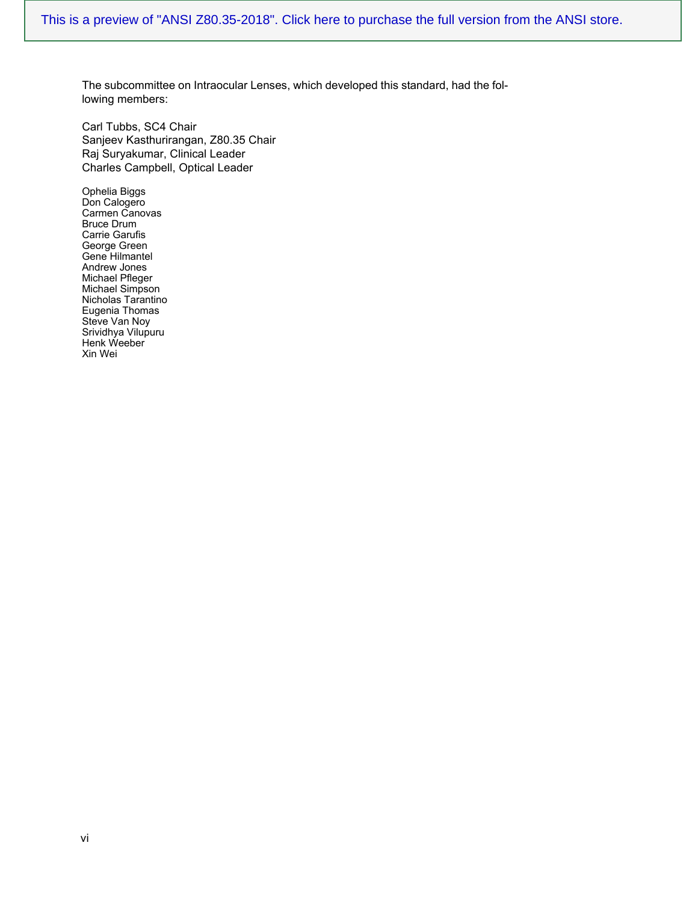The subcommittee on Intraocular Lenses, which developed this standard, had the following members:

Carl Tubbs, SC4 Chair
Sanjeev Kasthurirangan, Z80.35 Chair
Raj Suryakumar, Clinical Leader
Charles Campbell, Optical Leader

Ophelia Biggs
Don Calogero
Carmen Canovas
Bruce Drum
Carrie Garufis
George Green
Gene Hilmantel
Andrew Jones
Michael Pfleger
Michael Simpson
Nicholas Tarantino
Eugenia Thomas
Steve Van Noy
Srividhya Vilupuru
Henk Weeber
Xin Wei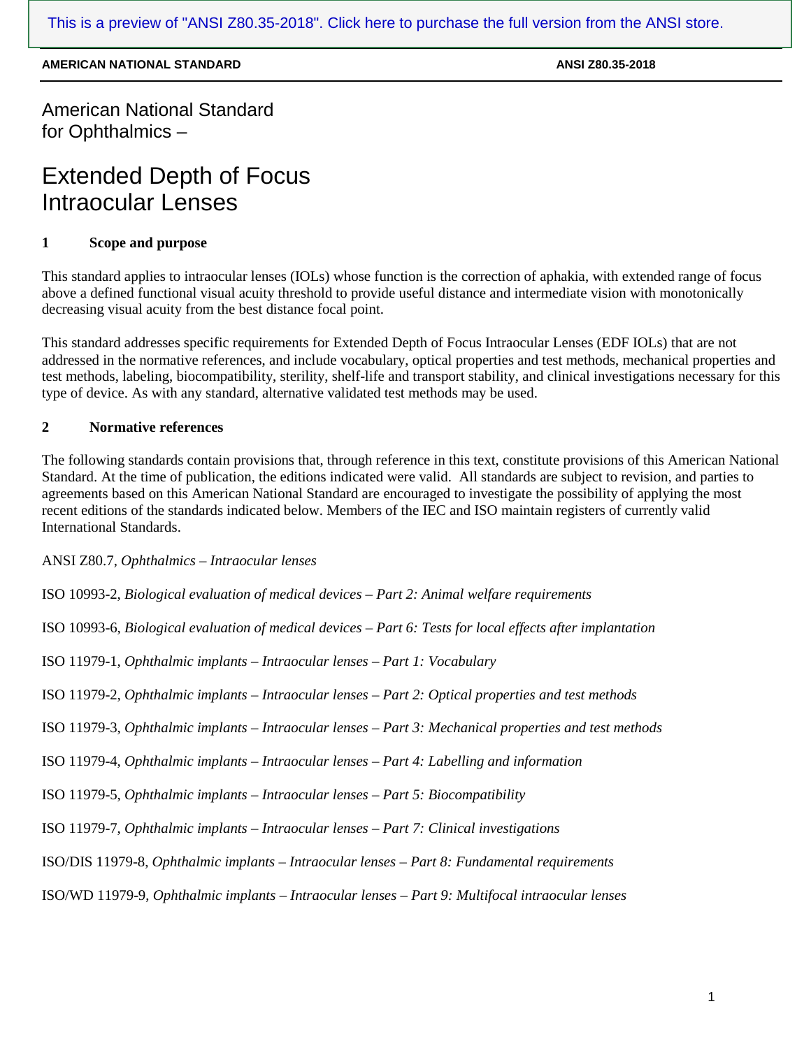This is a preview of "ANSI Z80.35-2018". Click here to purchase the full version from the ANSI store.

# American National Standard for Ophthalmics –

# Extended Depth of Focus Intraocular Lenses

## 1 Scope and purpose

This standard applies to intraocular lenses (IOLs) whose function is the correction of aphakia, with extended range of focus above a defined functional visual acuity threshold to provide useful distance and intermediate vision with monotonically decreasing visual acuity from the best distance focal point.

This standard addresses specific requirements for Extended Depth of Focus Intraocular Lenses (EDF IOLs) that are not addressed in the normative references, and include vocabulary, optical properties and test methods, mechanical properties and test methods, labeling, biocompatibility, sterility, shelf-life and transport stability, and clinical investigations necessary for this type of device. As with any standard, alternative validated test methods may be used.

## 2 Normative references

The following standards contain provisions that, through reference in this text, constitute provisions of this American National Standard. At the time of publication, the editions indicated were valid. All standards are subject to revision, and parties to agreements based on this American National Standard are encouraged to investigate the possibility of applying the most recent editions of the standards indicated below. Members of the IEC and ISO maintain registers of currently valid International Standards.

ANSI Z80.7, *Ophthalmics – Intraocular lenses*

ISO 10993-2, *Biological evaluation of medical devices – Part 2: Animal welfare requirements*

ISO 10993-6, *Biological evaluation of medical devices – Part 6: Tests for local effects after implantation*

ISO 11979-1, *Ophthalmic implants – Intraocular lenses – Part 1: Vocabulary*

ISO 11979-2, *Ophthalmic implants – Intraocular lenses – Part 2: Optical properties and test methods*

ISO 11979-3, *Ophthalmic implants – Intraocular lenses – Part 3: Mechanical properties and test methods*

ISO 11979-4, *Ophthalmic implants – Intraocular lenses – Part 4: Labelling and information*

ISO 11979-5, *Ophthalmic implants – Intraocular lenses – Part 5: Biocompatibility*

ISO 11979-7, *Ophthalmic implants – Intraocular lenses – Part 7: Clinical investigations*

ISO/DIS 11979-8, *Ophthalmic implants – Intraocular lenses – Part 8: Fundamental requirements*

ISO/WD 11979-9, *Ophthalmic implants – Intraocular lenses – Part 9: Multifocal intraocular lenses*